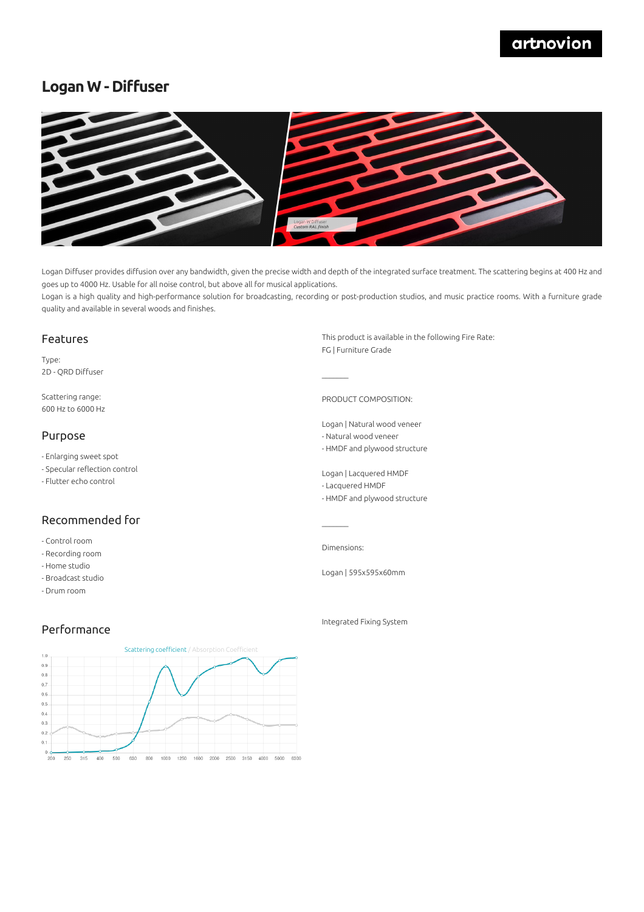# Logan W - Diffuser

Logan Diffuser provides diffusion over any bandwidth, given the precise width and depth of the integrated surface treatment. The scattering begins at 400 Hz and goes up to 4000 Hz. Usable for all noise control, but above all for musical applications.

Logan is a high quality and high-performance solution for broadcasting, recording or post-production studios, and music practice rooms. With a furniture grade quality and available in several woods and finishes.

## Features

Type:
2D - QRD Diffuser

Scattering range:
600 Hz to 6000 Hz

## Purpose

- Enlarging sweet spot
- Specular reflection control
- Flutter echo control

## Recommended for

- Control room
- Recording room
- Home studio
- Broadcast studio
- Drum room

## Performance

Scattering coefficient / Absorption Coefficient

This product is available in the following Fire Rate:
FG | Furniture Grade

PRODUCT COMPOSITION:

Logan | Natural wood veneer
- Natural wood veneer
- HMDF and plywood structure

Logan | Lacquered HMDF
- Lacquered HMDF
- HMDF and plywood structure

Dimensions:

Logan | 595x595x60mm

Integrated Fixing System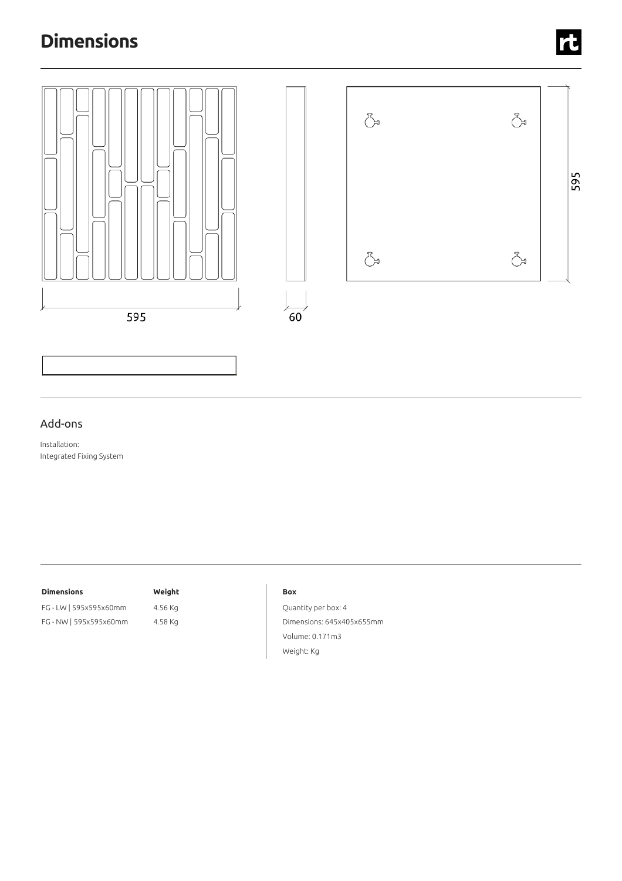# Dimensions

595

60

595

## Add-ons

Installation:
Integrated Fixing System

| Dimensions | Weight |
|---|---|
| FG - LW \| 595x595x60mm | 4.56 Kg |
| FG - NW \| 595x595x60mm | 4.58 Kg |

**Box**

Quantity per box: 4

Dimensions: 645x405x655mm

Volume: 0.171m3

Weight: Kg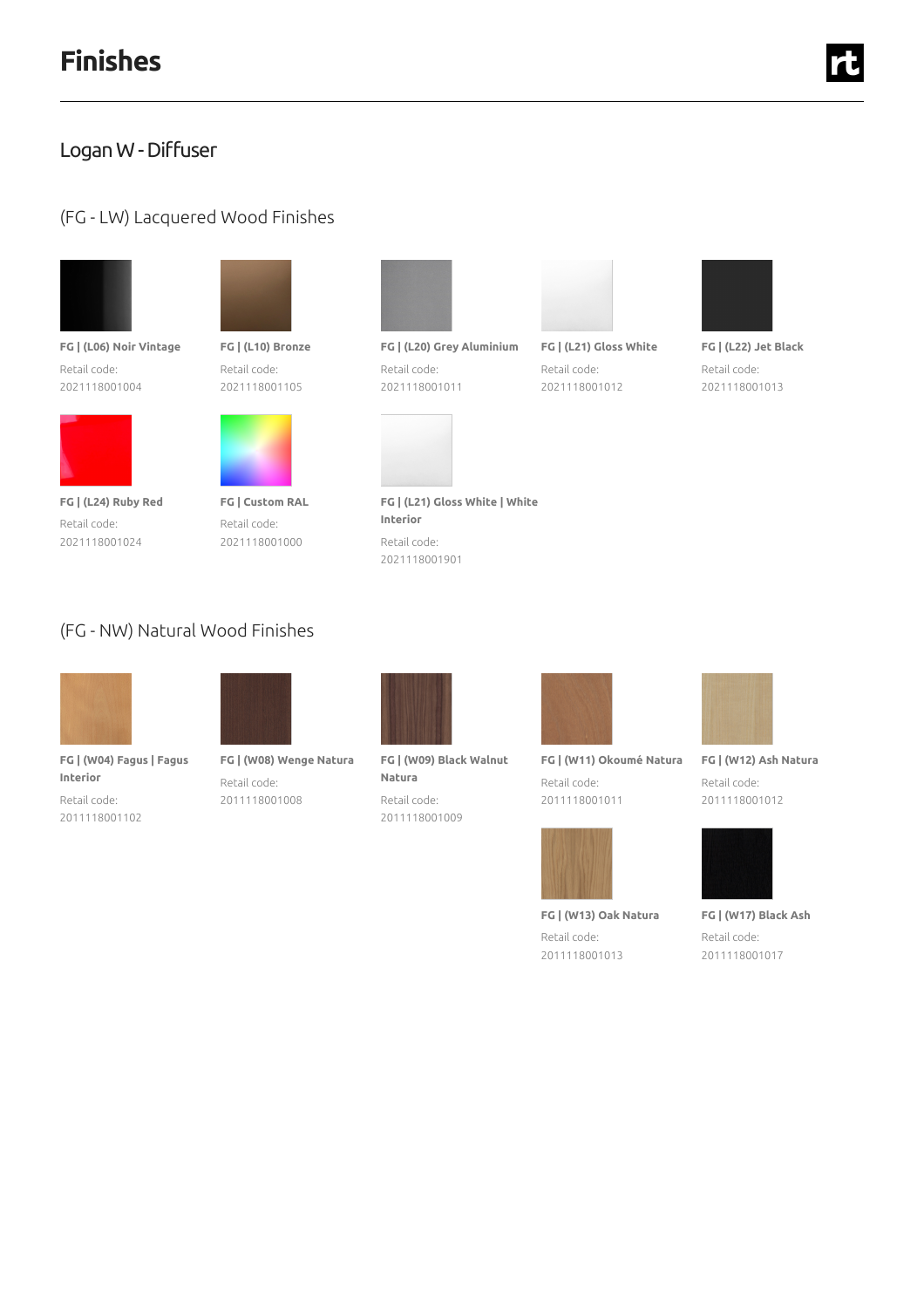# Finishes

## Logan W - Diffuser

### (FG - LW) Lacquered Wood Finishes

**FG | (L06) Noir Vintage**
Retail code:
2021118001004

**FG | (L10) Bronze**
Retail code:
2021118001105

**FG | (L20) Grey Aluminium**
Retail code:
2021118001011

**FG | (L21) Gloss White**
Retail code:
2021118001012

**FG | (L22) Jet Black**
Retail code:
2021118001013

**FG | (L24) Ruby Red**
Retail code:
2021118001024

**FG | Custom RAL**
Retail code:
2021118001000

**FG | (L21) Gloss White | White Interior**
Retail code:
2021118001901

### (FG - NW) Natural Wood Finishes

**FG | (W04) Fagus | Fagus Interior**
Retail code:
2011118001102

**FG | (W08) Wenge Natura**
Retail code:
2011118001008

**FG | (W09) Black Walnut Natura**
Retail code:
2011118001009

**FG | (W11) Okoumé Natura**
Retail code:
2011118001011

**FG | (W12) Ash Natura**
Retail code:
2011118001012

**FG | (W13) Oak Natura**
Retail code:
2011118001013

**FG | (W17) Black Ash**
Retail code:
2011118001017